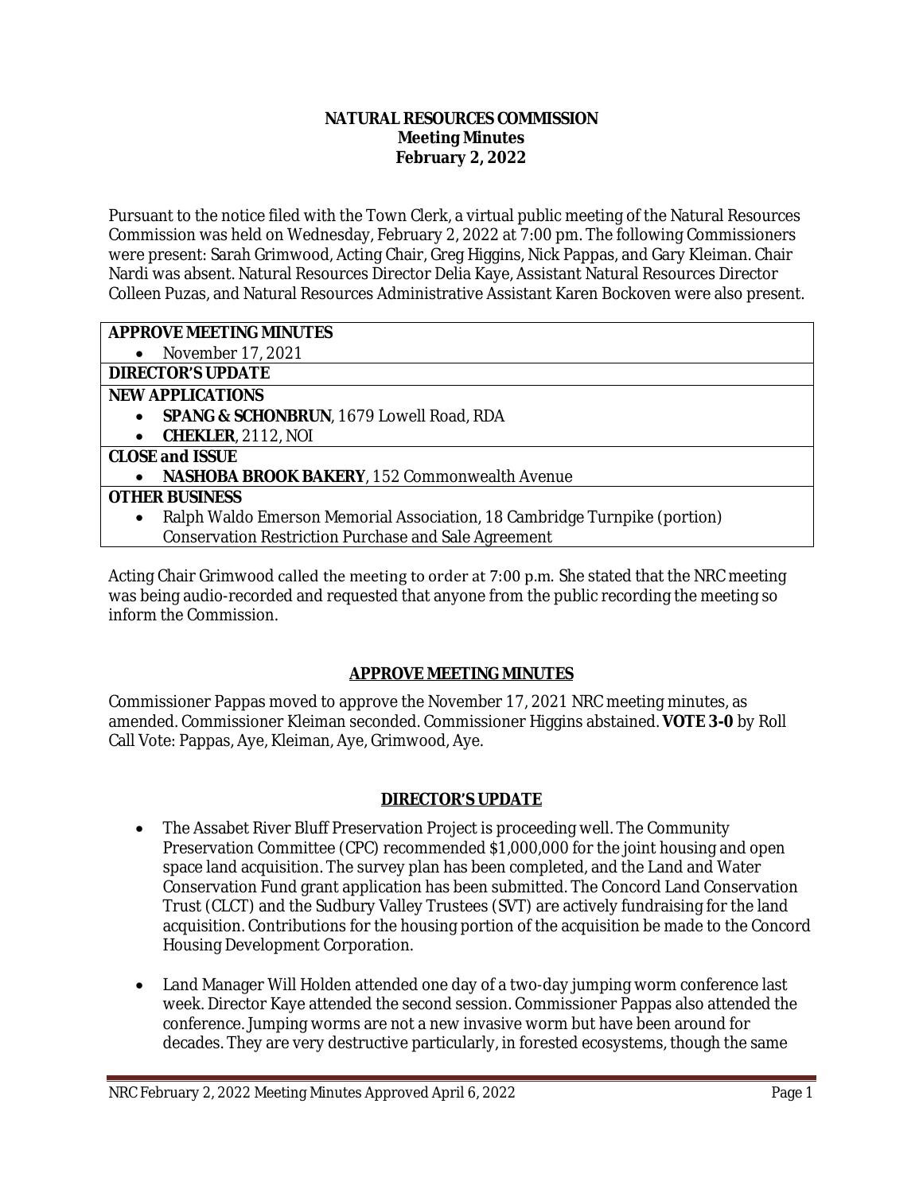**NATURAL RESOURCES COMMISSION**
**Meeting Minutes**
**February 2, 2022**

Pursuant to the notice filed with the Town Clerk, a virtual public meeting of the Natural Resources Commission was held on Wednesday, February 2, 2022 at 7:00 pm. The following Commissioners were present: Sarah Grimwood, Acting Chair, Greg Higgins, Nick Pappas, and Gary Kleiman. Chair Nardi was absent. Natural Resources Director Delia Kaye, Assistant Natural Resources Director Colleen Puzas, and Natural Resources Administrative Assistant Karen Bockoven were also present.

| **APPROVE MEETING MINUTES** |
| --- |
| • November 17, 2021 |
| **DIRECTOR'S UPDATE** |
| **NEW APPLICATIONS** |
| • **SPANG & SCHONBRUN**, 1679 Lowell Road, RDA<br>• **CHEKLER**, 2112, NOI |
| **CLOSE and ISSUE** |
| • **NASHOBA BROOK BAKERY**, 152 Commonwealth Avenue |
| **OTHER BUSINESS** |
| • Ralph Waldo Emerson Memorial Association, 18 Cambridge Turnpike (portion) Conservation Restriction Purchase and Sale Agreement |

Acting Chair Grimwood called the meeting to order at 7:00 p.m. She stated that the NRC meeting was being audio-recorded and requested that anyone from the public recording the meeting so inform the Commission.

## APPROVE MEETING MINUTES

Commissioner Pappas moved to approve the November 17, 2021 NRC meeting minutes, as amended. Commissioner Kleiman seconded. Commissioner Higgins abstained. **VOTE 3-0** by Roll Call Vote: Pappas, Aye, Kleiman, Aye, Grimwood, Aye.

## DIRECTOR'S UPDATE

- The Assabet River Bluff Preservation Project is proceeding well. The Community Preservation Committee (CPC) recommended $1,000,000 for the joint housing and open space land acquisition. The survey plan has been completed, and the Land and Water Conservation Fund grant application has been submitted. The Concord Land Conservation Trust (CLCT) and the Sudbury Valley Trustees (SVT) are actively fundraising for the land acquisition. Contributions for the housing portion of the acquisition be made to the Concord Housing Development Corporation.

- Land Manager Will Holden attended one day of a two-day jumping worm conference last week. Director Kaye attended the second session. Commissioner Pappas also attended the conference. Jumping worms are not a new invasive worm but have been around for decades. They are very destructive particularly, in forested ecosystems, though the same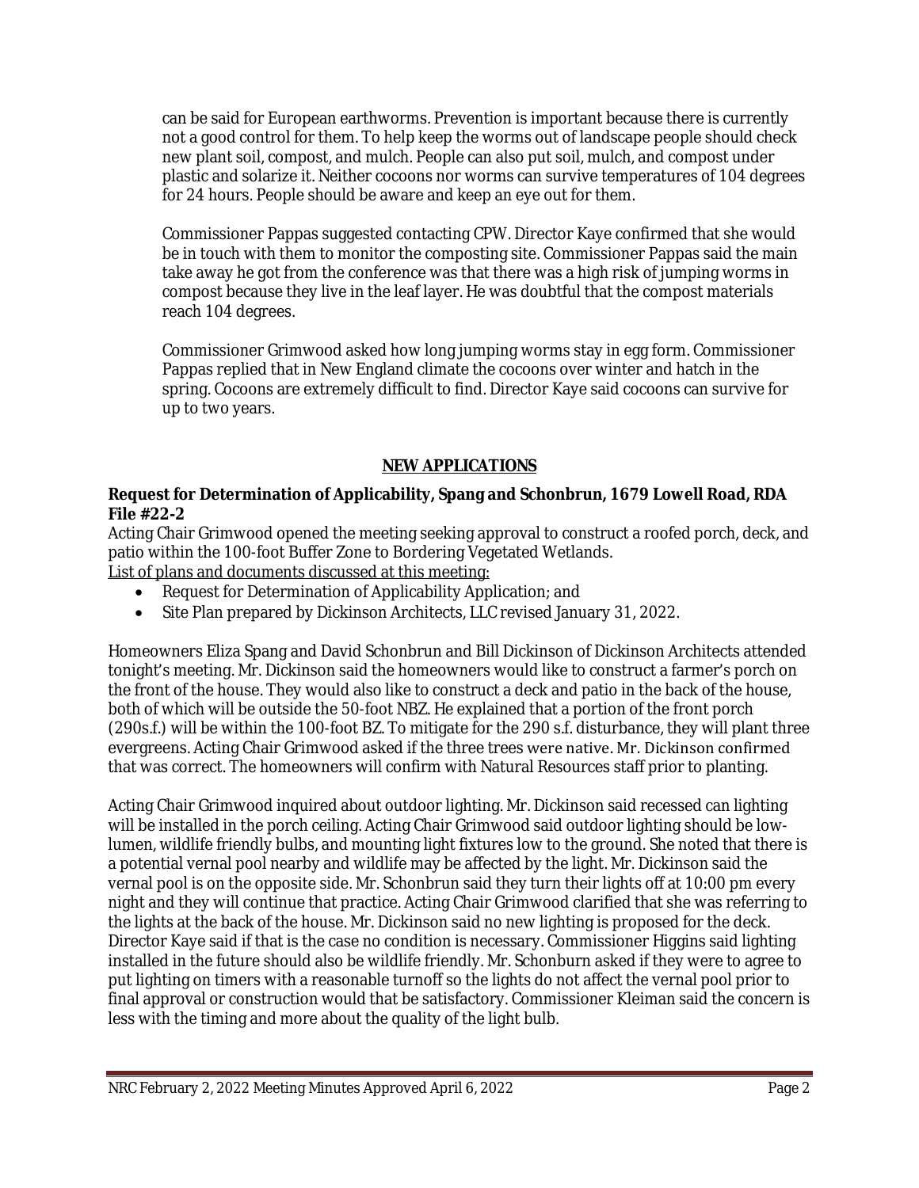can be said for European earthworms. Prevention is important because there is currently not a good control for them. To help keep the worms out of landscape people should check new plant soil, compost, and mulch. People can also put soil, mulch, and compost under plastic and solarize it. Neither cocoons nor worms can survive temperatures of 104 degrees for 24 hours. People should be aware and keep an eye out for them.

Commissioner Pappas suggested contacting CPW. Director Kaye confirmed that she would be in touch with them to monitor the composting site. Commissioner Pappas said the main take away he got from the conference was that there was a high risk of jumping worms in compost because they live in the leaf layer. He was doubtful that the compost materials reach 104 degrees.

Commissioner Grimwood asked how long jumping worms stay in egg form. Commissioner Pappas replied that in New England climate the cocoons over winter and hatch in the spring. Cocoons are extremely difficult to find. Director Kaye said cocoons can survive for up to two years.

## NEW APPLICATIONS

**Request for Determination of Applicability, Spang and Schonbrun, 1679 Lowell Road, RDA File #22-2**

Acting Chair Grimwood opened the meeting seeking approval to construct a roofed porch, deck, and patio within the 100-foot Buffer Zone to Bordering Vegetated Wetlands.

List of plans and documents discussed at this meeting:

- Request for Determination of Applicability Application; and
- Site Plan prepared by Dickinson Architects, LLC revised January 31, 2022.

Homeowners Eliza Spang and David Schonbrun and Bill Dickinson of Dickinson Architects attended tonight's meeting. Mr. Dickinson said the homeowners would like to construct a farmer's porch on the front of the house. They would also like to construct a deck and patio in the back of the house, both of which will be outside the 50-foot NBZ. He explained that a portion of the front porch (290s.f.) will be within the 100-foot BZ. To mitigate for the 290 s.f. disturbance, they will plant three evergreens. Acting Chair Grimwood asked if the three trees were native. Mr. Dickinson confirmed that was correct. The homeowners will confirm with Natural Resources staff prior to planting.

Acting Chair Grimwood inquired about outdoor lighting. Mr. Dickinson said recessed can lighting will be installed in the porch ceiling. Acting Chair Grimwood said outdoor lighting should be low-lumen, wildlife friendly bulbs, and mounting light fixtures low to the ground. She noted that there is a potential vernal pool nearby and wildlife may be affected by the light. Mr. Dickinson said the vernal pool is on the opposite side. Mr. Schonbrun said they turn their lights off at 10:00 pm every night and they will continue that practice. Acting Chair Grimwood clarified that she was referring to the lights at the back of the house. Mr. Dickinson said no new lighting is proposed for the deck. Director Kaye said if that is the case no condition is necessary. Commissioner Higgins said lighting installed in the future should also be wildlife friendly. Mr. Schonburn asked if they were to agree to put lighting on timers with a reasonable turnoff so the lights do not affect the vernal pool prior to final approval or construction would that be satisfactory. Commissioner Kleiman said the concern is less with the timing and more about the quality of the light bulb.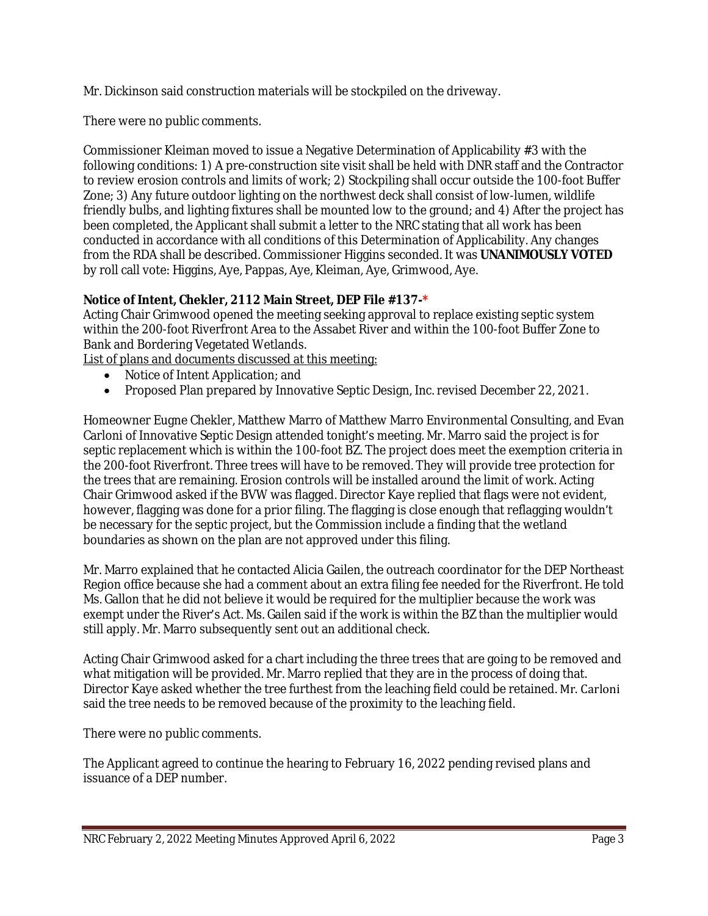Mr. Dickinson said construction materials will be stockpiled on the driveway.

There were no public comments.

Commissioner Kleiman moved to issue a Negative Determination of Applicability #3 with the following conditions: 1) A pre-construction site visit shall be held with DNR staff and the Contractor to review erosion controls and limits of work; 2) Stockpiling shall occur outside the 100-foot Buffer Zone; 3) Any future outdoor lighting on the northwest deck shall consist of low-lumen, wildlife friendly bulbs, and lighting fixtures shall be mounted low to the ground; and 4) After the project has been completed, the Applicant shall submit a letter to the NRC stating that all work has been conducted in accordance with all conditions of this Determination of Applicability. Any changes from the RDA shall be described. Commissioner Higgins seconded. It was **UNANIMOUSLY VOTED** by roll call vote: Higgins, Aye, Pappas, Aye, Kleiman, Aye, Grimwood, Aye.

**Notice of Intent, Chekler, 2112 Main Street, DEP File #137-***

Acting Chair Grimwood opened the meeting seeking approval to replace existing septic system within the 200-foot Riverfront Area to the Assabet River and within the 100-foot Buffer Zone to Bank and Bordering Vegetated Wetlands.

List of plans and documents discussed at this meeting:

- Notice of Intent Application; and
- Proposed Plan prepared by Innovative Septic Design, Inc. revised December 22, 2021.

Homeowner Eugne Chekler, Matthew Marro of Matthew Marro Environmental Consulting, and Evan Carloni of Innovative Septic Design attended tonight's meeting. Mr. Marro said the project is for septic replacement which is within the 100-foot BZ. The project does meet the exemption criteria in the 200-foot Riverfront. Three trees will have to be removed. They will provide tree protection for the trees that are remaining. Erosion controls will be installed around the limit of work. Acting Chair Grimwood asked if the BVW was flagged. Director Kaye replied that flags were not evident, however, flagging was done for a prior filing. The flagging is close enough that reflagging wouldn't be necessary for the septic project, but the Commission include a finding that the wetland boundaries as shown on the plan are not approved under this filing.

Mr. Marro explained that he contacted Alicia Gailen, the outreach coordinator for the DEP Northeast Region office because she had a comment about an extra filing fee needed for the Riverfront. He told Ms. Gallon that he did not believe it would be required for the multiplier because the work was exempt under the River's Act. Ms. Gailen said if the work is within the BZ than the multiplier would still apply. Mr. Marro subsequently sent out an additional check.

Acting Chair Grimwood asked for a chart including the three trees that are going to be removed and what mitigation will be provided. Mr. Marro replied that they are in the process of doing that. Director Kaye asked whether the tree furthest from the leaching field could be retained. Mr. Carloni said the tree needs to be removed because of the proximity to the leaching field.

There were no public comments.

The Applicant agreed to continue the hearing to February 16, 2022 pending revised plans and issuance of a DEP number.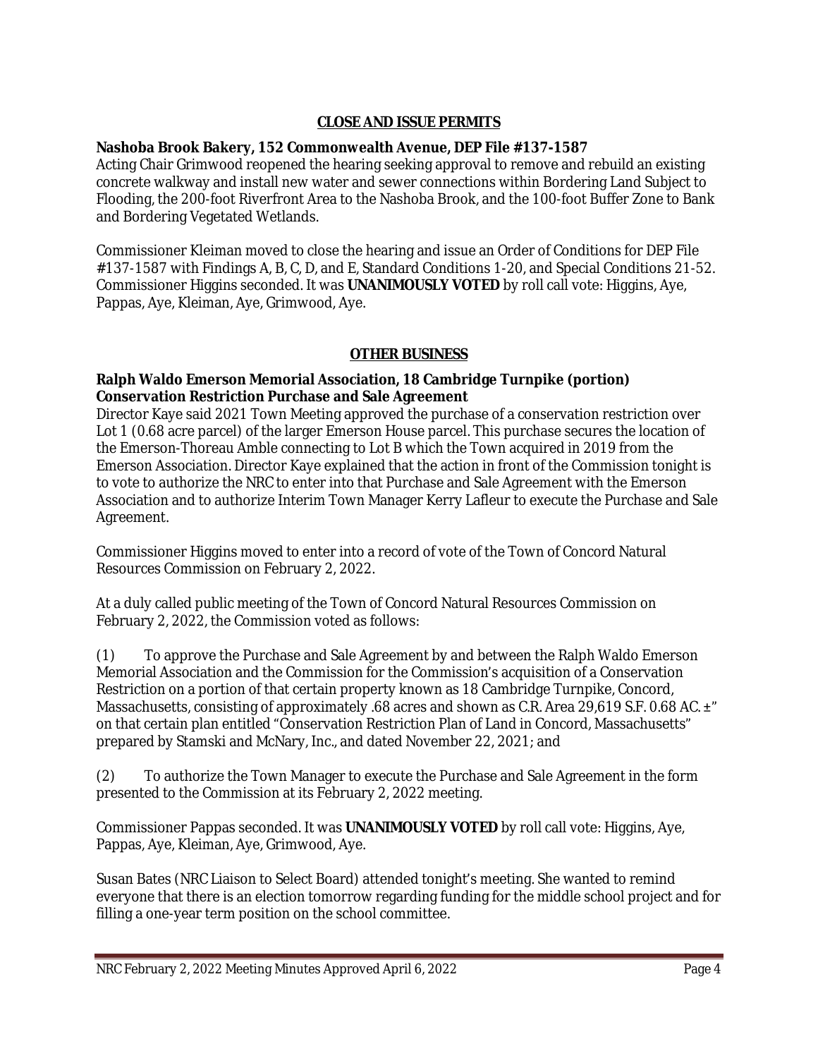## CLOSE AND ISSUE PERMITS

**Nashoba Brook Bakery, 152 Commonwealth Avenue, DEP File #137-1587**
Acting Chair Grimwood reopened the hearing seeking approval to remove and rebuild an existing concrete walkway and install new water and sewer connections within Bordering Land Subject to Flooding, the 200-foot Riverfront Area to the Nashoba Brook, and the 100-foot Buffer Zone to Bank and Bordering Vegetated Wetlands.

Commissioner Kleiman moved to close the hearing and issue an Order of Conditions for DEP File #137-1587 with Findings A, B, C, D, and E, Standard Conditions 1-20, and Special Conditions 21-52. Commissioner Higgins seconded. It was **UNANIMOUSLY VOTED** by roll call vote: Higgins, Aye, Pappas, Aye, Kleiman, Aye, Grimwood, Aye.

## OTHER BUSINESS

**Ralph Waldo Emerson Memorial Association, 18 Cambridge Turnpike (portion) Conservation Restriction Purchase and Sale Agreement**
Director Kaye said 2021 Town Meeting approved the purchase of a conservation restriction over Lot 1 (0.68 acre parcel) of the larger Emerson House parcel. This purchase secures the location of the Emerson-Thoreau Amble connecting to Lot B which the Town acquired in 2019 from the Emerson Association. Director Kaye explained that the action in front of the Commission tonight is to vote to authorize the NRC to enter into that Purchase and Sale Agreement with the Emerson Association and to authorize Interim Town Manager Kerry Lafleur to execute the Purchase and Sale Agreement.

Commissioner Higgins moved to enter into a record of vote of the Town of Concord Natural Resources Commission on February 2, 2022.

At a duly called public meeting of the Town of Concord Natural Resources Commission on February 2, 2022, the Commission voted as follows:

(1) To approve the Purchase and Sale Agreement by and between the Ralph Waldo Emerson Memorial Association and the Commission for the Commission's acquisition of a Conservation Restriction on a portion of that certain property known as 18 Cambridge Turnpike, Concord, Massachusetts, consisting of approximately .68 acres and shown as C.R. Area 29,619 S.F. 0.68 AC. ±" on that certain plan entitled "Conservation Restriction Plan of Land in Concord, Massachusetts" prepared by Stamski and McNary, Inc., and dated November 22, 2021; and

(2) To authorize the Town Manager to execute the Purchase and Sale Agreement in the form presented to the Commission at its February 2, 2022 meeting.

Commissioner Pappas seconded. It was **UNANIMOUSLY VOTED** by roll call vote: Higgins, Aye, Pappas, Aye, Kleiman, Aye, Grimwood, Aye.

Susan Bates (NRC Liaison to Select Board) attended tonight's meeting. She wanted to remind everyone that there is an election tomorrow regarding funding for the middle school project and for filling a one-year term position on the school committee.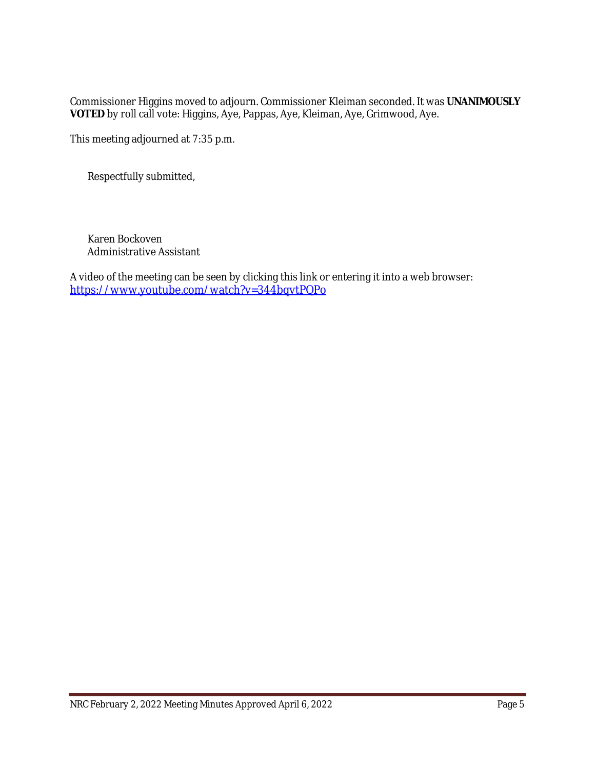Commissioner Higgins moved to adjourn. Commissioner Kleiman seconded. It was **UNANIMOUSLY VOTED** by roll call vote: Higgins, Aye, Pappas, Aye, Kleiman, Aye, Grimwood, Aye.

This meeting adjourned at 7:35 p.m.

Respectfully submitted,

Karen Bockoven
Administrative Assistant

A video of the meeting can be seen by clicking this link or entering it into a web browser: https://www.youtube.com/watch?v=344bqvtPQPo